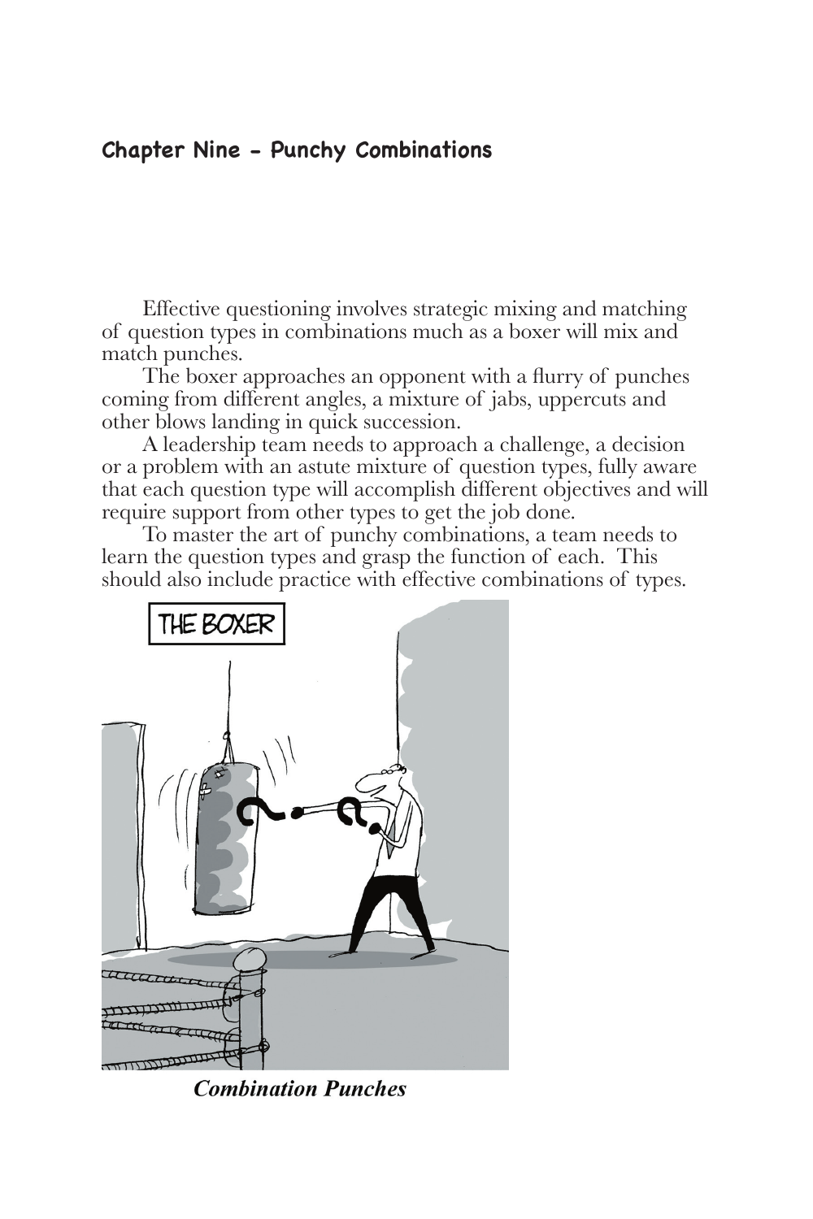## Chapter Nine - Punchy Combinations

Effective questioning involves strategic mixing and matching of question types in combinations much as a boxer will mix and match punches.

The boxer approaches an opponent with a flurry of punches coming from different angles, a mixture of jabs, uppercuts and other blows landing in quick succession.

A leadership team needs to approach a challenge, a decision or a problem with an astute mixture of question types, fully aware that each question type will accomplish different objectives and will require support from other types to get the job done.

To master the art of punchy combinations, a team needs to learn the question types and grasp the function of each. This should also include practice with effective combinations of types.

*Combination Punches*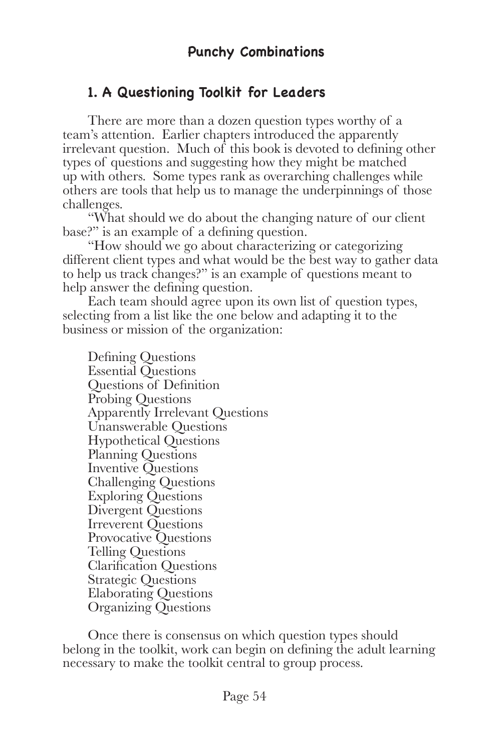## Punchy Combinations

### 1. A Questioning Toolkit for Leaders

There are more than a dozen question types worthy of a team's attention. Earlier chapters introduced the apparently irrelevant question. Much of this book is devoted to defining other types of questions and suggesting how they might be matched up with others. Some types rank as overarching challenges while others are tools that help us to manage the underpinnings of those challenges.

"What should we do about the changing nature of our client base?" is an example of a defining question.

"How should we go about characterizing or categorizing different client types and what would be the best way to gather data to help us track changes?" is an example of questions meant to help answer the defining question.

Each team should agree upon its own list of question types, selecting from a list like the one below and adapting it to the business or mission of the organization:

Defining Questions
Essential Questions
Questions of Definition
Probing Questions
Apparently Irrelevant Questions
Unanswerable Questions
Hypothetical Questions
Planning Questions
Inventive Questions
Challenging Questions
Exploring Questions
Divergent Questions
Irreverent Questions
Provocative Questions
Telling Questions
Clarification Questions
Strategic Questions
Elaborating Questions
Organizing Questions

Once there is consensus on which question types should belong in the toolkit, work can begin on defining the adult learning necessary to make the toolkit central to group process.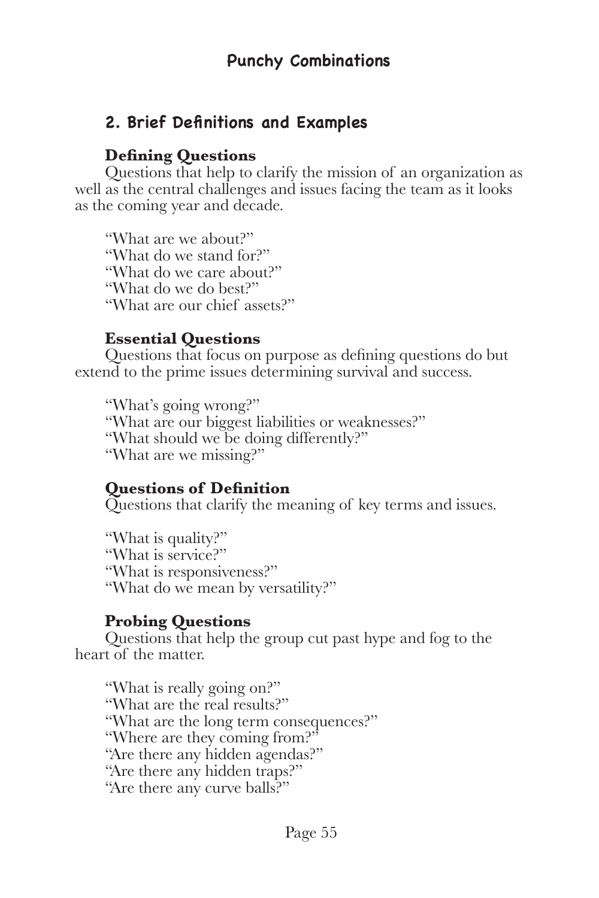## 2. Brief Definitions and Examples

### Defining Questions

Questions that help to clarify the mission of an organization as well as the central challenges and issues facing the team as it looks as the coming year and decade.

"What are we about?"
"What do we stand for?"
"What do we care about?"
"What do we do best?"
"What are our chief assets?"

### Essential Questions

Questions that focus on purpose as defining questions do but extend to the prime issues determining survival and success.

"What's going wrong?"
"What are our biggest liabilities or weaknesses?"
"What should we be doing differently?"
"What are we missing?"

### Questions of Definition

Questions that clarify the meaning of key terms and issues.

"What is quality?"
"What is service?"
"What is responsiveness?"
"What do we mean by versatility?"

### Probing Questions

Questions that help the group cut past hype and fog to the heart of the matter.

"What is really going on?"
"What are the real results?"
"What are the long term consequences?"
"Where are they coming from?"
"Are there any hidden agendas?"
"Are there any hidden traps?"
"Are there any curve balls?"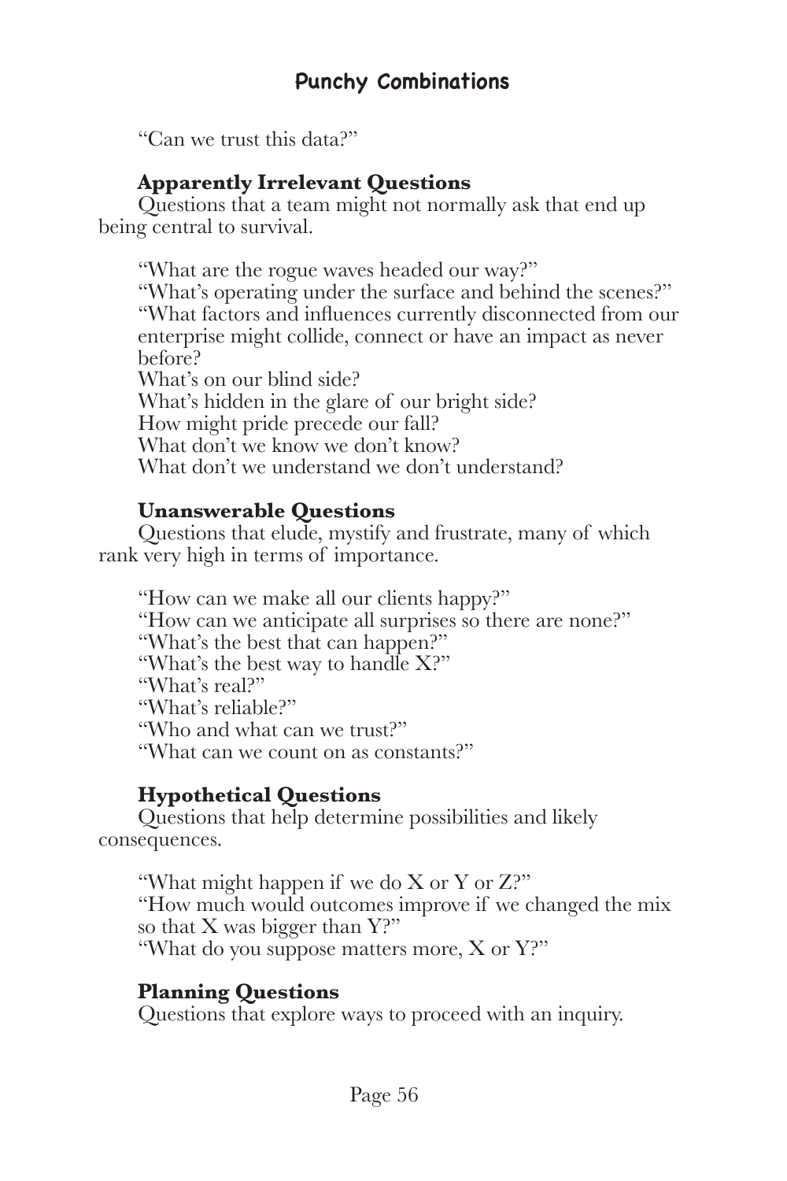"Can we trust this data?"

**Apparently Irrelevant Questions**

Questions that a team might not normally ask that end up being central to survival.

"What are the rogue waves headed our way?"
"What's operating under the surface and behind the scenes?"
"What factors and influences currently disconnected from our enterprise might collide, connect or have an impact as never before?
What's on our blind side?
What's hidden in the glare of our bright side?
How might pride precede our fall?
What don't we know we don't know?
What don't we understand we don't understand?

**Unanswerable Questions**

Questions that elude, mystify and frustrate, many of which rank very high in terms of importance.

"How can we make all our clients happy?"
"How can we anticipate all surprises so there are none?"
"What's the best that can happen?"
"What's the best way to handle X?"
"What's real?"
"What's reliable?"
"Who and what can we trust?"
"What can we count on as constants?"

**Hypothetical Questions**

Questions that help determine possibilities and likely consequences.

"What might happen if we do X or Y or Z?"
"How much would outcomes improve if we changed the mix so that X was bigger than Y?"
"What do you suppose matters more, X or Y?"

**Planning Questions**

Questions that explore ways to proceed with an inquiry.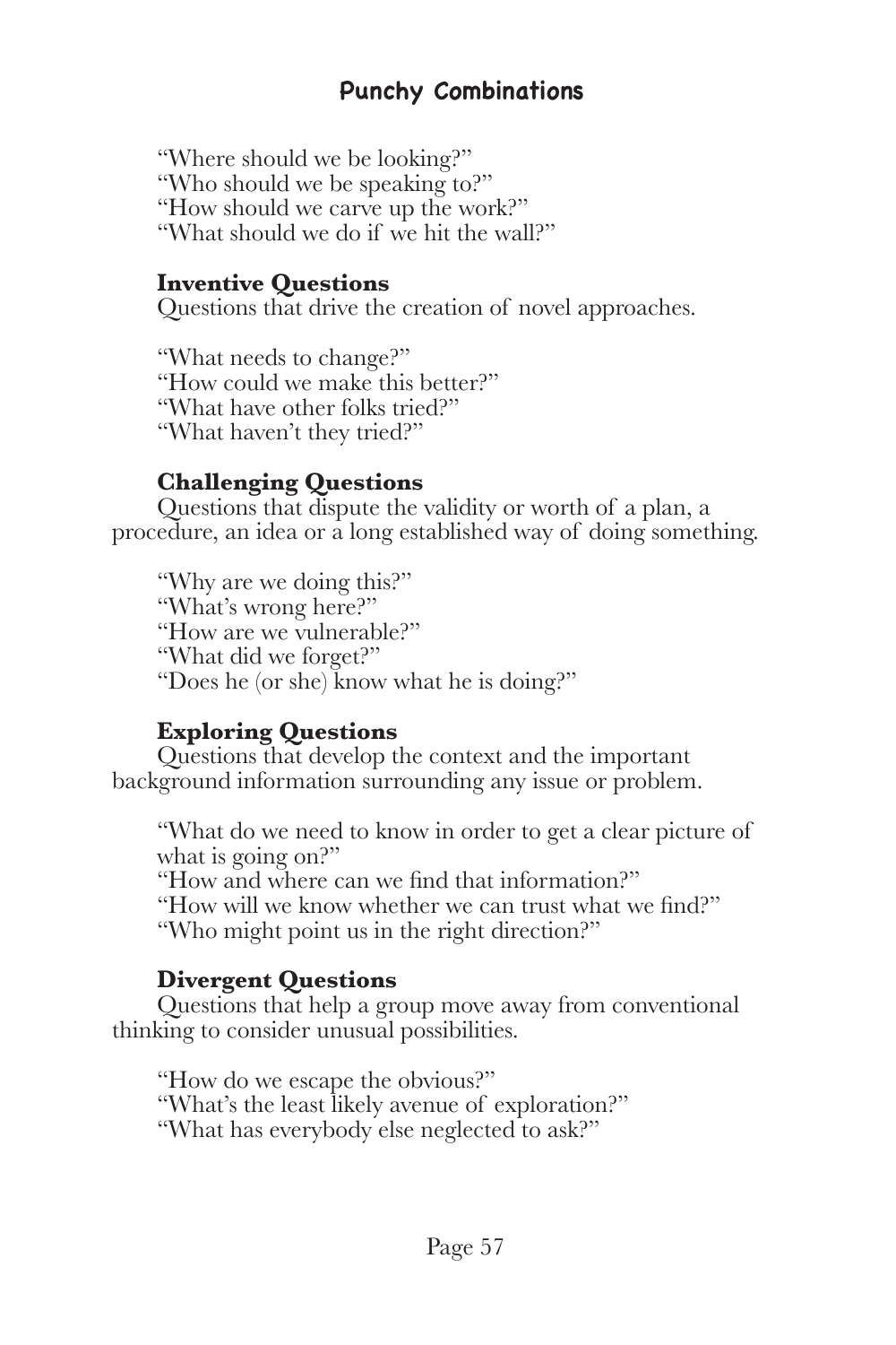"Where should we be looking?"
"Who should we be speaking to?"
"How should we carve up the work?"
"What should we do if we hit the wall?"

**Inventive Questions**
Questions that drive the creation of novel approaches.

"What needs to change?"
"How could we make this better?"
"What have other folks tried?"
"What haven't they tried?"

**Challenging Questions**
Questions that dispute the validity or worth of a plan, a procedure, an idea or a long established way of doing something.

"Why are we doing this?"
"What's wrong here?"
"How are we vulnerable?"
"What did we forget?"
"Does he (or she) know what he is doing?"

**Exploring Questions**
Questions that develop the context and the important background information surrounding any issue or problem.

"What do we need to know in order to get a clear picture of what is going on?"
"How and where can we find that information?"
"How will we know whether we can trust what we find?"
"Who might point us in the right direction?"

**Divergent Questions**
Questions that help a group move away from conventional thinking to consider unusual possibilities.

"How do we escape the obvious?"
"What's the least likely avenue of exploration?"
"What has everybody else neglected to ask?"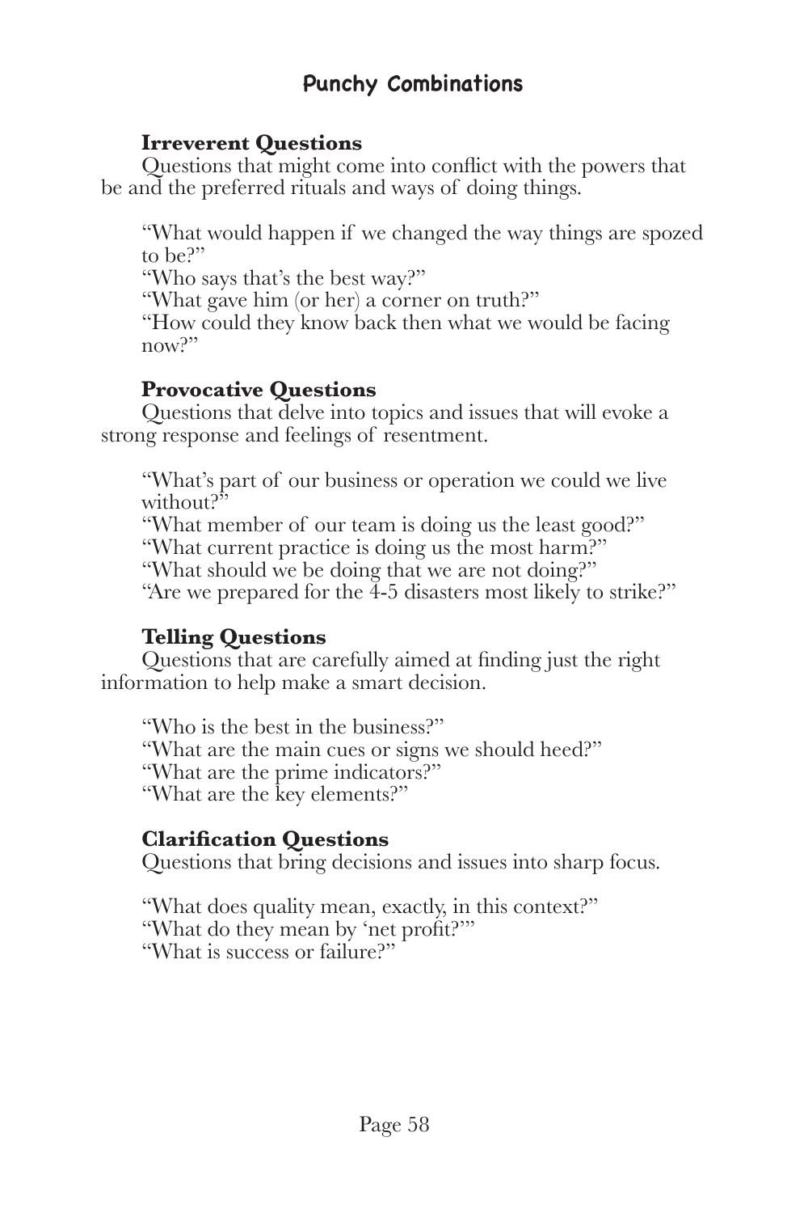## Punchy Combinations

### Irreverent Questions

Questions that might come into conflict with the powers that be and the preferred rituals and ways of doing things.

"What would happen if we changed the way things are spozed to be?"
"Who says that's the best way?"
"What gave him (or her) a corner on truth?"
"How could they know back then what we would be facing now?"

### Provocative Questions

Questions that delve into topics and issues that will evoke a strong response and feelings of resentment.

"What's part of our business or operation we could we live without?"
"What member of our team is doing us the least good?"
"What current practice is doing us the most harm?"
"What should we be doing that we are not doing?"
"Are we prepared for the 4-5 disasters most likely to strike?"

### Telling Questions

Questions that are carefully aimed at finding just the right information to help make a smart decision.

"Who is the best in the business?"
"What are the main cues or signs we should heed?"
"What are the prime indicators?"
"What are the key elements?"

### Clarification Questions

Questions that bring decisions and issues into sharp focus.

"What does quality mean, exactly, in this context?"
"What do they mean by 'net profit?'"
"What is success or failure?"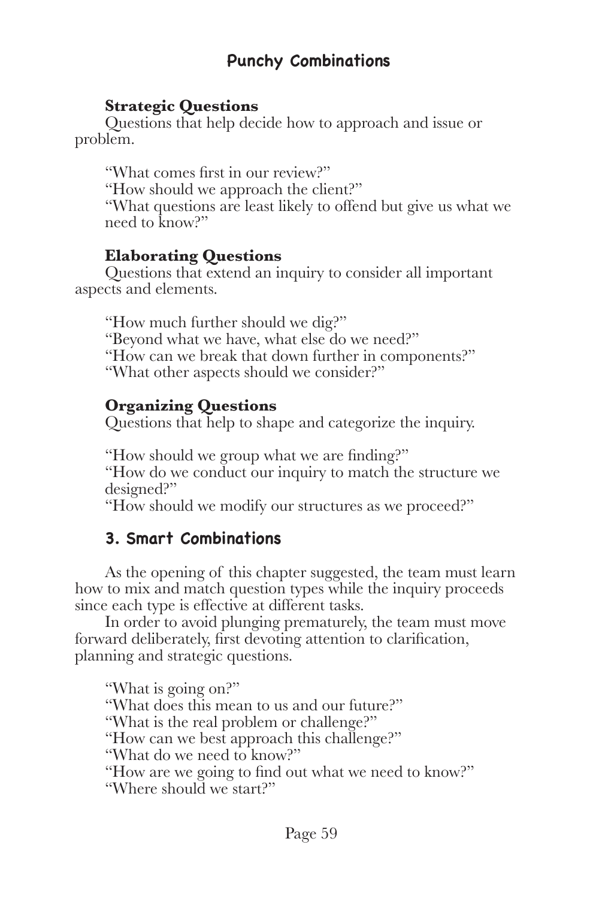### Strategic Questions

Questions that help decide how to approach and issue or problem.

"What comes first in our review?"
"How should we approach the client?"
"What questions are least likely to offend but give us what we need to know?"

### Elaborating Questions

Questions that extend an inquiry to consider all important aspects and elements.

"How much further should we dig?"
"Beyond what we have, what else do we need?"
"How can we break that down further in components?"
"What other aspects should we consider?"

### Organizing Questions

Questions that help to shape and categorize the inquiry.

"How should we group what we are finding?"
"How do we conduct our inquiry to match the structure we designed?"
"How should we modify our structures as we proceed?"

## 3. Smart Combinations

As the opening of this chapter suggested, the team must learn how to mix and match question types while the inquiry proceeds since each type is effective at different tasks.

In order to avoid plunging prematurely, the team must move forward deliberately, first devoting attention to clarification, planning and strategic questions.

"What is going on?"
"What does this mean to us and our future?"
"What is the real problem or challenge?"
"How can we best approach this challenge?"
"What do we need to know?"
"How are we going to find out what we need to know?"
"Where should we start?"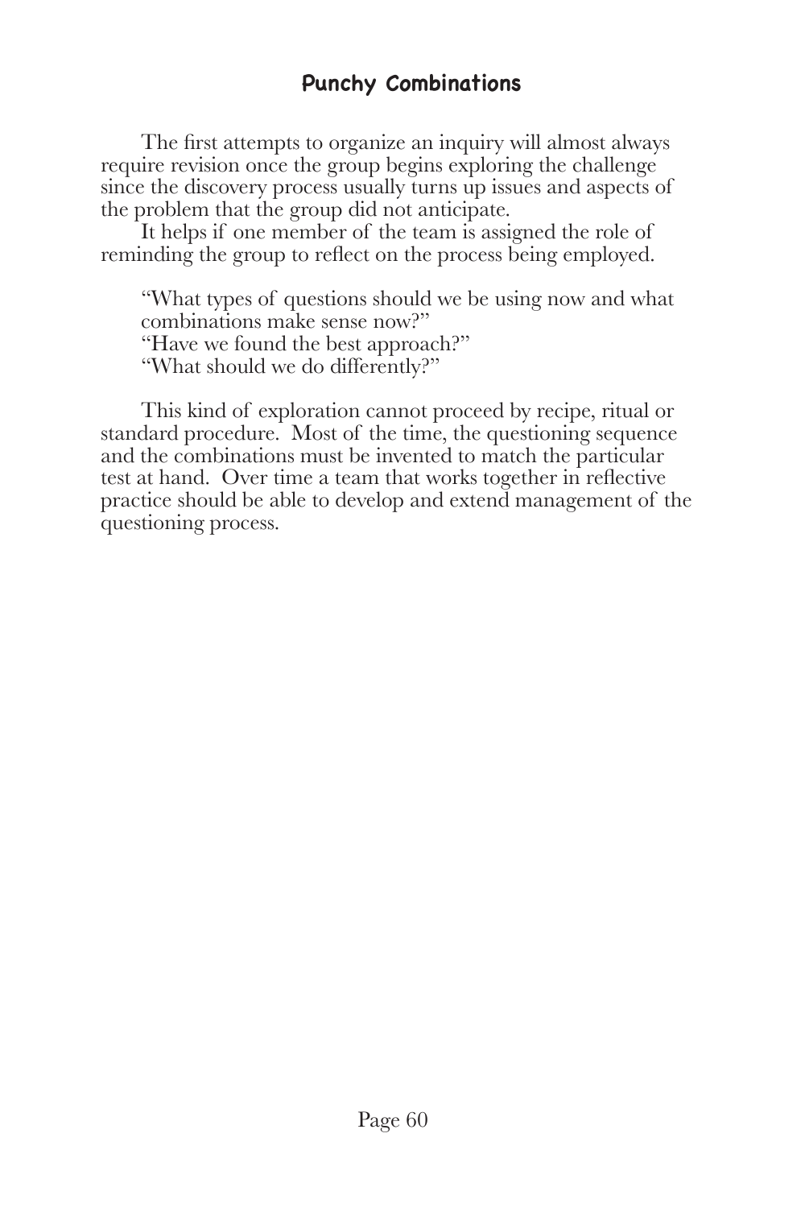## Punchy Combinations

The first attempts to organize an inquiry will almost always require revision once the group begins exploring the challenge since the discovery process usually turns up issues and aspects of the problem that the group did not anticipate.

It helps if one member of the team is assigned the role of reminding the group to reflect on the process being employed.

> "What types of questions should we be using now and what combinations make sense now?"
> "Have we found the best approach?"
> "What should we do differently?"

This kind of exploration cannot proceed by recipe, ritual or standard procedure. Most of the time, the questioning sequence and the combinations must be invented to match the particular test at hand. Over time a team that works together in reflective practice should be able to develop and extend management of the questioning process.